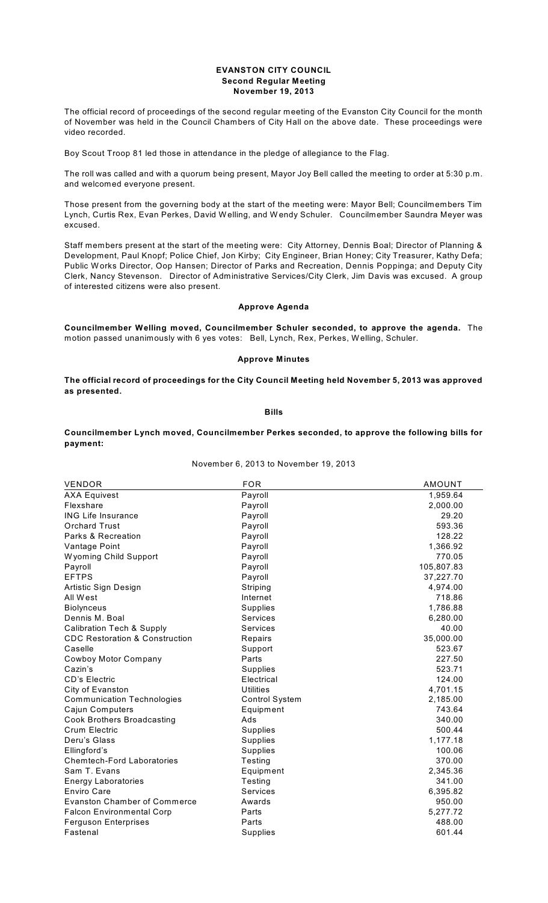# EVANSTON CITY COUNCIL
## Second Regular Meeting
## November 19, 2013

The official record of proceedings of the second regular meeting of the Evanston City Council for the month of November was held in the Council Chambers of City Hall on the above date. These proceedings were video recorded.

Boy Scout Troop 81 led those in attendance in the pledge of allegiance to the Flag.

The roll was called and with a quorum being present, Mayor Joy Bell called the meeting to order at 5:30 p.m. and welcomed everyone present.

Those present from the governing body at the start of the meeting were: Mayor Bell; Councilmembers Tim Lynch, Curtis Rex, Evan Perkes, David Welling, and Wendy Schuler. Councilmember Saundra Meyer was excused.

Staff members present at the start of the meeting were: City Attorney, Dennis Boal; Director of Planning & Development, Paul Knopf; Police Chief, Jon Kirby; City Engineer, Brian Honey; City Treasurer, Kathy Defa; Public Works Director, Oop Hansen; Director of Parks and Recreation, Dennis Poppinga; and Deputy City Clerk, Nancy Stevenson. Director of Administrative Services/City Clerk, Jim Davis was excused. A group of interested citizens were also present.

### Approve Agenda

**Councilmember Welling moved, Councilmember Schuler seconded, to approve the agenda.** The motion passed unanimously with 6 yes votes: Bell, Lynch, Rex, Perkes, Welling, Schuler.

### Approve Minutes

**The official record of proceedings for the City Council Meeting held November 5, 2013 was approved as presented.**

### Bills

**Councilmember Lynch moved, Councilmember Perkes seconded, to approve the following bills for payment:**

November 6, 2013 to November 19, 2013

| VENDOR | FOR | AMOUNT |
|---|---|---|
| AXA Equivest | Payroll | 1,959.64 |
| Flexshare | Payroll | 2,000.00 |
| ING Life Insurance | Payroll | 29.20 |
| Orchard Trust | Payroll | 593.36 |
| Parks & Recreation | Payroll | 128.22 |
| Vantage Point | Payroll | 1,366.92 |
| Wyoming Child Support | Payroll | 770.05 |
| Payroll | Payroll | 105,807.83 |
| EFTPS | Payroll | 37,227.70 |
| Artistic Sign Design | Striping | 4,974.00 |
| All West | Internet | 718.86 |
| Biolynceus | Supplies | 1,786.88 |
| Dennis M. Boal | Services | 6,280.00 |
| Calibration Tech & Supply | Services | 40.00 |
| CDC Restoration & Construction | Repairs | 35,000.00 |
| Caselle | Support | 523.67 |
| Cowboy Motor Company | Parts | 227.50 |
| Cazin's | Supplies | 523.71 |
| CD's Electric | Electrical | 124.00 |
| City of Evanston | Utilities | 4,701.15 |
| Communication Technologies | Control System | 2,185.00 |
| Cajun Computers | Equipment | 743.64 |
| Cook Brothers Broadcasting | Ads | 340.00 |
| Crum Electric | Supplies | 500.44 |
| Deru's Glass | Supplies | 1,177.18 |
| Ellingford's | Supplies | 100.06 |
| Chemtech-Ford Laboratories | Testing | 370.00 |
| Sam T. Evans | Equipment | 2,345.36 |
| Energy Laboratories | Testing | 341.00 |
| Enviro Care | Services | 6,395.82 |
| Evanston Chamber of Commerce | Awards | 950.00 |
| Falcon Environmental Corp | Parts | 5,277.72 |
| Ferguson Enterprises | Parts | 488.00 |
| Fastenal | Supplies | 601.44 |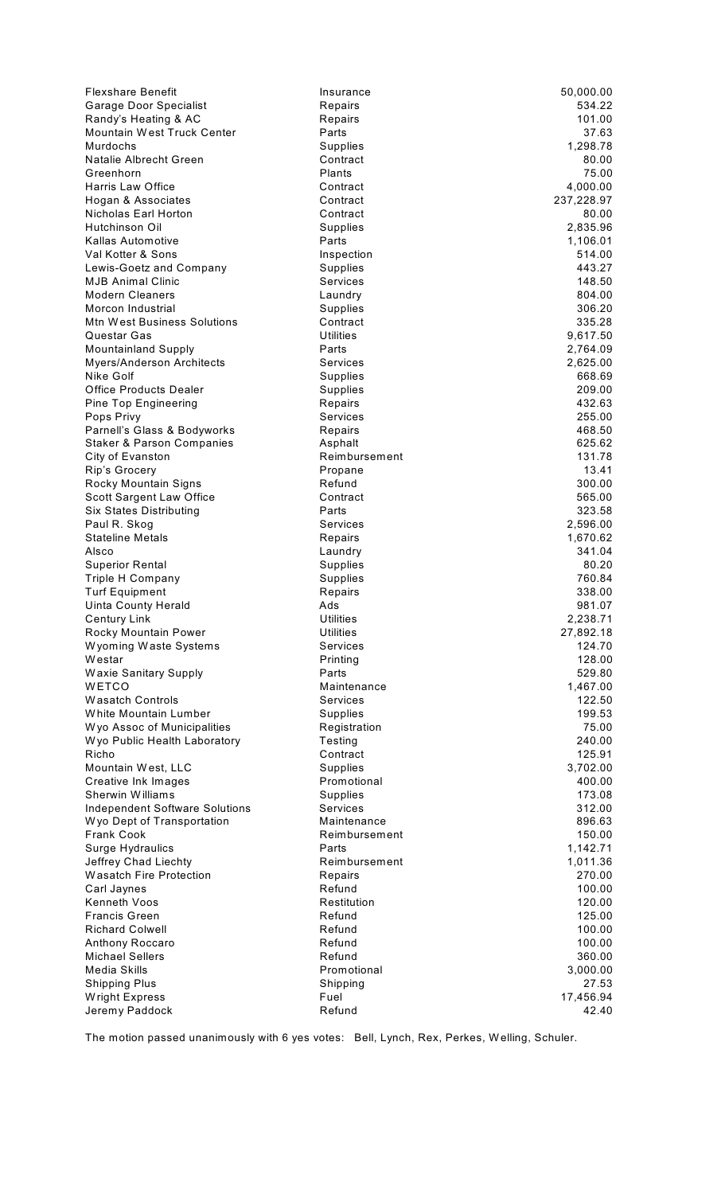| | | |
|---|---|---|
| Flexshare Benefit | Insurance | 50,000.00 |
| Garage Door Specialist | Repairs | 534.22 |
| Randy's Heating & AC | Repairs | 101.00 |
| Mountain West Truck Center | Parts | 37.63 |
| Murdochs | Supplies | 1,298.78 |
| Natalie Albrecht Green | Contract | 80.00 |
| Greenhorn | Plants | 75.00 |
| Harris Law Office | Contract | 4,000.00 |
| Hogan & Associates | Contract | 237,228.97 |
| Nicholas Earl Horton | Contract | 80.00 |
| Hutchinson Oil | Supplies | 2,835.96 |
| Kallas Automotive | Parts | 1,106.01 |
| Val Kotter & Sons | Inspection | 514.00 |
| Lewis-Goetz and Company | Supplies | 443.27 |
| MJB Animal Clinic | Services | 148.50 |
| Modern Cleaners | Laundry | 804.00 |
| Morcon Industrial | Supplies | 306.20 |
| Mtn West Business Solutions | Contract | 335.28 |
| Questar Gas | Utilities | 9,617.50 |
| Mountainland Supply | Parts | 2,764.09 |
| Myers/Anderson Architects | Services | 2,625.00 |
| Nike Golf | Supplies | 668.69 |
| Office Products Dealer | Supplies | 209.00 |
| Pine Top Engineering | Repairs | 432.63 |
| Pops Privy | Services | 255.00 |
| Parnell's Glass & Bodyworks | Repairs | 468.50 |
| Staker & Parson Companies | Asphalt | 625.62 |
| City of Evanston | Reimbursement | 131.78 |
| Rip's Grocery | Propane | 13.41 |
| Rocky Mountain Signs | Refund | 300.00 |
| Scott Sargent Law Office | Contract | 565.00 |
| Six States Distributing | Parts | 323.58 |
| Paul R. Skog | Services | 2,596.00 |
| Stateline Metals | Repairs | 1,670.62 |
| Alsco | Laundry | 341.04 |
| Superior Rental | Supplies | 80.20 |
| Triple H Company | Supplies | 760.84 |
| Turf Equipment | Repairs | 338.00 |
| Uinta County Herald | Ads | 981.07 |
| Century Link | Utilities | 2,238.71 |
| Rocky Mountain Power | Utilities | 27,892.18 |
| Wyoming Waste Systems | Services | 124.70 |
| Westar | Printing | 128.00 |
| Waxie Sanitary Supply | Parts | 529.80 |
| WETCO | Maintenance | 1,467.00 |
| Wasatch Controls | Services | 122.50 |
| White Mountain Lumber | Supplies | 199.53 |
| Wyo Assoc of Municipalities | Registration | 75.00 |
| Wyo Public Health Laboratory | Testing | 240.00 |
| Richo | Contract | 125.91 |
| Mountain West, LLC | Supplies | 3,702.00 |
| Creative Ink Images | Promotional | 400.00 |
| Sherwin Williams | Supplies | 173.08 |
| Independent Software Solutions | Services | 312.00 |
| Wyo Dept of Transportation | Maintenance | 896.63 |
| Frank Cook | Reimbursement | 150.00 |
| Surge Hydraulics | Parts | 1,142.71 |
| Jeffrey Chad Liechty | Reimbursement | 1,011.36 |
| Wasatch Fire Protection | Repairs | 270.00 |
| Carl Jaynes | Refund | 100.00 |
| Kenneth Voos | Restitution | 120.00 |
| Francis Green | Refund | 125.00 |
| Richard Colwell | Refund | 100.00 |
| Anthony Roccaro | Refund | 100.00 |
| Michael Sellers | Refund | 360.00 |
| Media Skills | Promotional | 3,000.00 |
| Shipping Plus | Shipping | 27.53 |
| Wright Express | Fuel | 17,456.94 |
| Jeremy Paddock | Refund | 42.40 |

The motion passed unanimously with 6 yes votes: Bell, Lynch, Rex, Perkes, Welling, Schuler.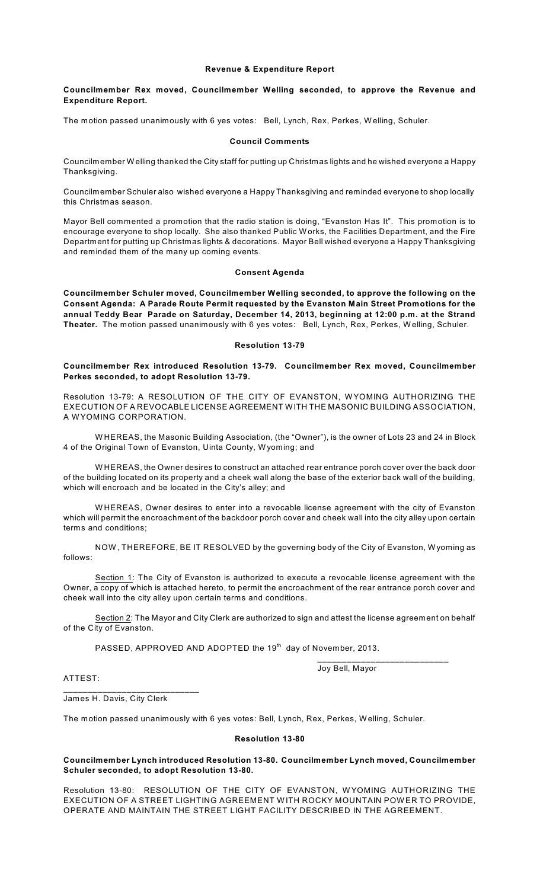### Revenue & Expenditure Report

**Councilmember Rex moved, Councilmember Welling seconded, to approve the Revenue and Expenditure Report.**

The motion passed unanimously with 6 yes votes: Bell, Lynch, Rex, Perkes, Welling, Schuler.

### Council Comments

Councilmember Welling thanked the City staff for putting up Christmas lights and he wished everyone a Happy Thanksgiving.

Councilmember Schuler also wished everyone a Happy Thanksgiving and reminded everyone to shop locally this Christmas season.

Mayor Bell commented a promotion that the radio station is doing, "Evanston Has It". This promotion is to encourage everyone to shop locally. She also thanked Public Works, the Facilities Department, and the Fire Department for putting up Christmas lights & decorations. Mayor Bell wished everyone a Happy Thanksgiving and reminded them of the many up coming events.

### Consent Agenda

**Councilmember Schuler moved, Councilmember Welling seconded, to approve the following on the Consent Agenda: A Parade Route Permit requested by the Evanston Main Street Promotions for the annual Teddy Bear Parade on Saturday, December 14, 2013, beginning at 12:00 p.m. at the Strand Theater.** The motion passed unanimously with 6 yes votes: Bell, Lynch, Rex, Perkes, Welling, Schuler.

### Resolution 13-79

**Councilmember Rex introduced Resolution 13-79. Councilmember Rex moved, Councilmember Perkes seconded, to adopt Resolution 13-79.**

Resolution 13-79: A RESOLUTION OF THE CITY OF EVANSTON, WYOMING AUTHORIZING THE EXECUTION OF A REVOCABLE LICENSE AGREEMENT WITH THE MASONIC BUILDING ASSOCIATION, A WYOMING CORPORATION.

WHEREAS, the Masonic Building Association, (the "Owner"), is the owner of Lots 23 and 24 in Block 4 of the Original Town of Evanston, Uinta County, Wyoming; and

WHEREAS, the Owner desires to construct an attached rear entrance porch cover over the back door of the building located on its property and a cheek wall along the base of the exterior back wall of the building, which will encroach and be located in the City's alley; and

WHEREAS, Owner desires to enter into a revocable license agreement with the city of Evanston which will permit the encroachment of the backdoor porch cover and cheek wall into the city alley upon certain terms and conditions;

NOW, THEREFORE, BE IT RESOLVED by the governing body of the City of Evanston, Wyoming as follows:

Section 1: The City of Evanston is authorized to execute a revocable license agreement with the Owner, a copy of which is attached hereto, to permit the encroachment of the rear entrance porch cover and cheek wall into the city alley upon certain terms and conditions.

Section 2: The Mayor and City Clerk are authorized to sign and attest the license agreement on behalf of the City of Evanston.

PASSED, APPROVED AND ADOPTED the 19th day of November, 2013.

\_\_\_\_\_\_\_\_\_\_\_\_\_\_\_\_\_\_\_\_\_\_\_\_\_\_\_
Joy Bell, Mayor

ATTEST:

\_\_\_\_\_\_\_\_\_\_\_\_\_\_\_\_\_\_\_\_\_\_\_\_\_\_\_
James H. Davis, City Clerk

The motion passed unanimously with 6 yes votes: Bell, Lynch, Rex, Perkes, Welling, Schuler.

### Resolution 13-80

**Councilmember Lynch introduced Resolution 13-80. Councilmember Lynch moved, Councilmember Schuler seconded, to adopt Resolution 13-80.**

Resolution 13-80: RESOLUTION OF THE CITY OF EVANSTON, WYOMING AUTHORIZING THE EXECUTION OF A STREET LIGHTING AGREEMENT WITH ROCKY MOUNTAIN POWER TO PROVIDE, OPERATE AND MAINTAIN THE STREET LIGHT FACILITY DESCRIBED IN THE AGREEMENT.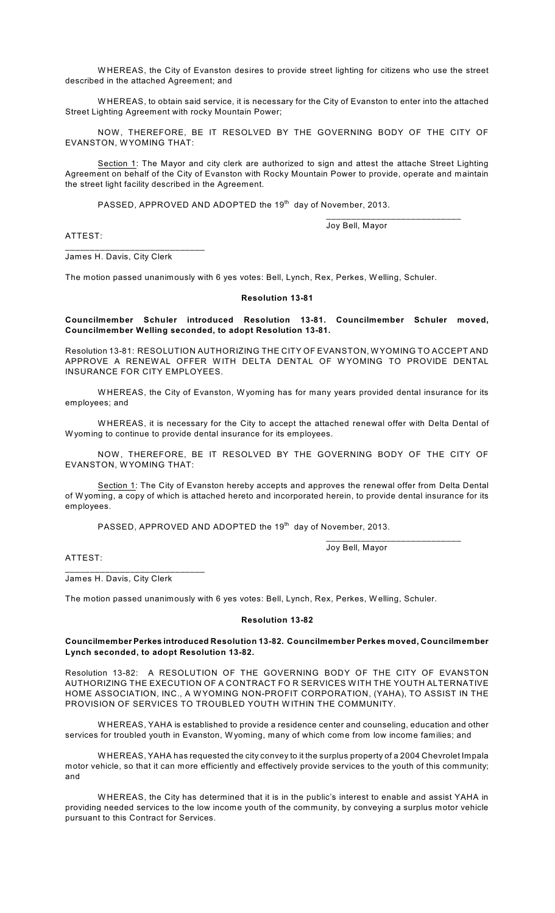WHEREAS, the City of Evanston desires to provide street lighting for citizens who use the street described in the attached Agreement; and

WHEREAS, to obtain said service, it is necessary for the City of Evanston to enter into the attached Street Lighting Agreement with rocky Mountain Power;

NOW, THEREFORE, BE IT RESOLVED BY THE GOVERNING BODY OF THE CITY OF EVANSTON, WYOMING THAT:

Section 1: The Mayor and city clerk are authorized to sign and attest the attache Street Lighting Agreement on behalf of the City of Evanston with Rocky Mountain Power to provide, operate and maintain the street light facility described in the Agreement.

PASSED, APPROVED AND ADOPTED the 19th day of November, 2013.

___________________________
Joy Bell, Mayor

ATTEST:

___________________________
James H. Davis, City Clerk

The motion passed unanimously with 6 yes votes: Bell, Lynch, Rex, Perkes, Welling, Schuler.

## Resolution 13-81

**Councilmember Schuler introduced Resolution 13-81. Councilmember Schuler moved, Councilmember Welling seconded, to adopt Resolution 13-81.**

Resolution 13-81: RESOLUTION AUTHORIZING THE CITY OF EVANSTON, WYOMING TO ACCEPT AND APPROVE A RENEWAL OFFER WITH DELTA DENTAL OF WYOMING TO PROVIDE DENTAL INSURANCE FOR CITY EMPLOYEES.

WHEREAS, the City of Evanston, Wyoming has for many years provided dental insurance for its employees; and

WHEREAS, it is necessary for the City to accept the attached renewal offer with Delta Dental of Wyoming to continue to provide dental insurance for its employees.

NOW, THEREFORE, BE IT RESOLVED BY THE GOVERNING BODY OF THE CITY OF EVANSTON, WYOMING THAT:

Section 1: The City of Evanston hereby accepts and approves the renewal offer from Delta Dental of Wyoming, a copy of which is attached hereto and incorporated herein, to provide dental insurance for its employees.

PASSED, APPROVED AND ADOPTED the 19th day of November, 2013.

___________________________
Joy Bell, Mayor

ATTEST:

___________________________
James H. Davis, City Clerk

The motion passed unanimously with 6 yes votes: Bell, Lynch, Rex, Perkes, Welling, Schuler.

## Resolution 13-82

**Councilmember Perkes introduced Resolution 13-82. Councilmember Perkes moved, Councilmember Lynch seconded, to adopt Resolution 13-82.**

Resolution 13-82: A RESOLUTION OF THE GOVERNING BODY OF THE CITY OF EVANSTON AUTHORIZING THE EXECUTION OF A CONTRACT FO R SERVICES WITH THE YOUTH ALTERNATIVE HOME ASSOCIATION, INC., A WYOMING NON-PROFIT CORPORATION, (YAHA), TO ASSIST IN THE PROVISION OF SERVICES TO TROUBLED YOUTH WITHIN THE COMMUNITY.

WHEREAS, YAHA is established to provide a residence center and counseling, education and other services for troubled youth in Evanston, Wyoming, many of which come from low income families; and

WHEREAS, YAHA has requested the city convey to it the surplus property of a 2004 Chevrolet Impala motor vehicle, so that it can more efficiently and effectively provide services to the youth of this community; and

WHEREAS, the City has determined that it is in the public's interest to enable and assist YAHA in providing needed services to the low income youth of the community, by conveying a surplus motor vehicle pursuant to this Contract for Services.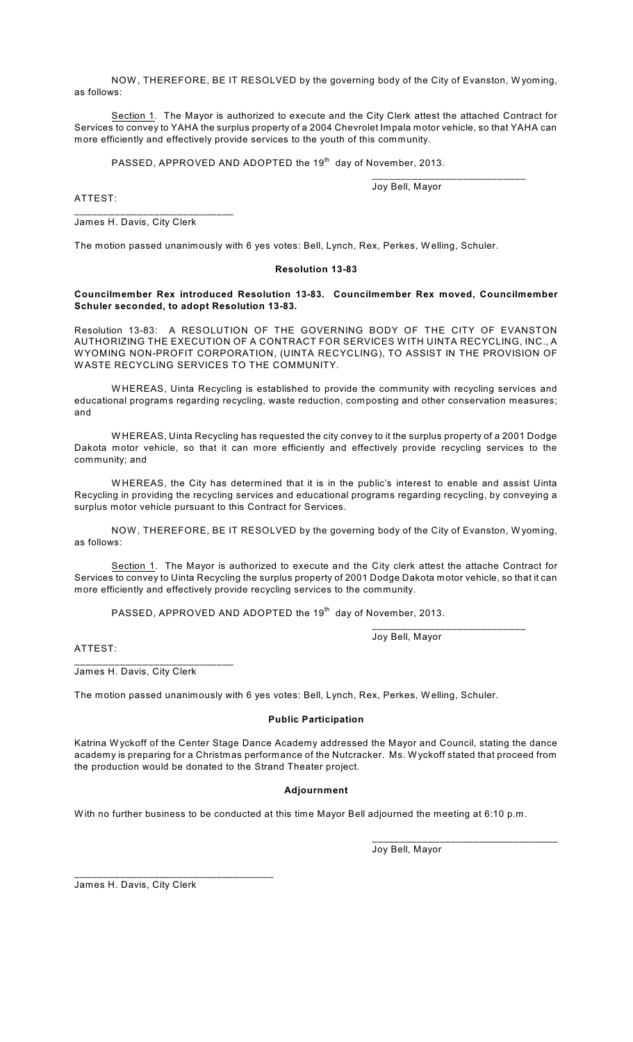NOW, THEREFORE, BE IT RESOLVED by the governing body of the City of Evanston, Wyoming, as follows:

Section 1. The Mayor is authorized to execute and the City Clerk attest the attached Contract for Services to convey to YAHA the surplus property of a 2004 Chevrolet Impala motor vehicle, so that YAHA can more efficiently and effectively provide services to the youth of this community.

PASSED, APPROVED AND ADOPTED the 19th day of November, 2013.

___________________________
Joy Bell, Mayor

ATTEST:

___________________________
James H. Davis, City Clerk

The motion passed unanimously with 6 yes votes: Bell, Lynch, Rex, Perkes, Welling, Schuler.

**Resolution 13-83**

**Councilmember Rex introduced Resolution 13-83. Councilmember Rex moved, Councilmember Schuler seconded, to adopt Resolution 13-83.**

Resolution 13-83: A RESOLUTION OF THE GOVERNING BODY OF THE CITY OF EVANSTON AUTHORIZING THE EXECUTION OF A CONTRACT FOR SERVICES WITH UINTA RECYCLING, INC., A WYOMING NON-PROFIT CORPORATION, (UINTA RECYCLING), TO ASSIST IN THE PROVISION OF WASTE RECYCLING SERVICES TO THE COMMUNITY.

WHEREAS, Uinta Recycling is established to provide the community with recycling services and educational programs regarding recycling, waste reduction, composting and other conservation measures; and

WHEREAS, Uinta Recycling has requested the city convey to it the surplus property of a 2001 Dodge Dakota motor vehicle, so that it can more efficiently and effectively provide recycling services to the community; and

WHEREAS, the City has determined that it is in the public's interest to enable and assist Uinta Recycling in providing the recycling services and educational programs regarding recycling, by conveying a surplus motor vehicle pursuant to this Contract for Services.

NOW, THEREFORE, BE IT RESOLVED by the governing body of the City of Evanston, Wyoming, as follows:

Section 1. The Mayor is authorized to execute and the City clerk attest the attache Contract for Services to convey to Uinta Recycling the surplus property of 2001 Dodge Dakota motor vehicle, so that it can more efficiently and effectively provide recycling services to the community.

PASSED, APPROVED AND ADOPTED the 19th day of November, 2013.

___________________________
Joy Bell, Mayor

ATTEST:

___________________________
James H. Davis, City Clerk

The motion passed unanimously with 6 yes votes: Bell, Lynch, Rex, Perkes, Welling, Schuler.

**Public Participation**

Katrina Wyckoff of the Center Stage Dance Academy addressed the Mayor and Council, stating the dance academy is preparing for a Christmas performance of the Nutcracker. Ms. Wyckoff stated that proceed from the production would be donated to the Strand Theater project.

**Adjournment**

With no further business to be conducted at this time Mayor Bell adjourned the meeting at 6:10 p.m.

_________________________________
Joy Bell, Mayor

___________________________________
James H. Davis, City Clerk